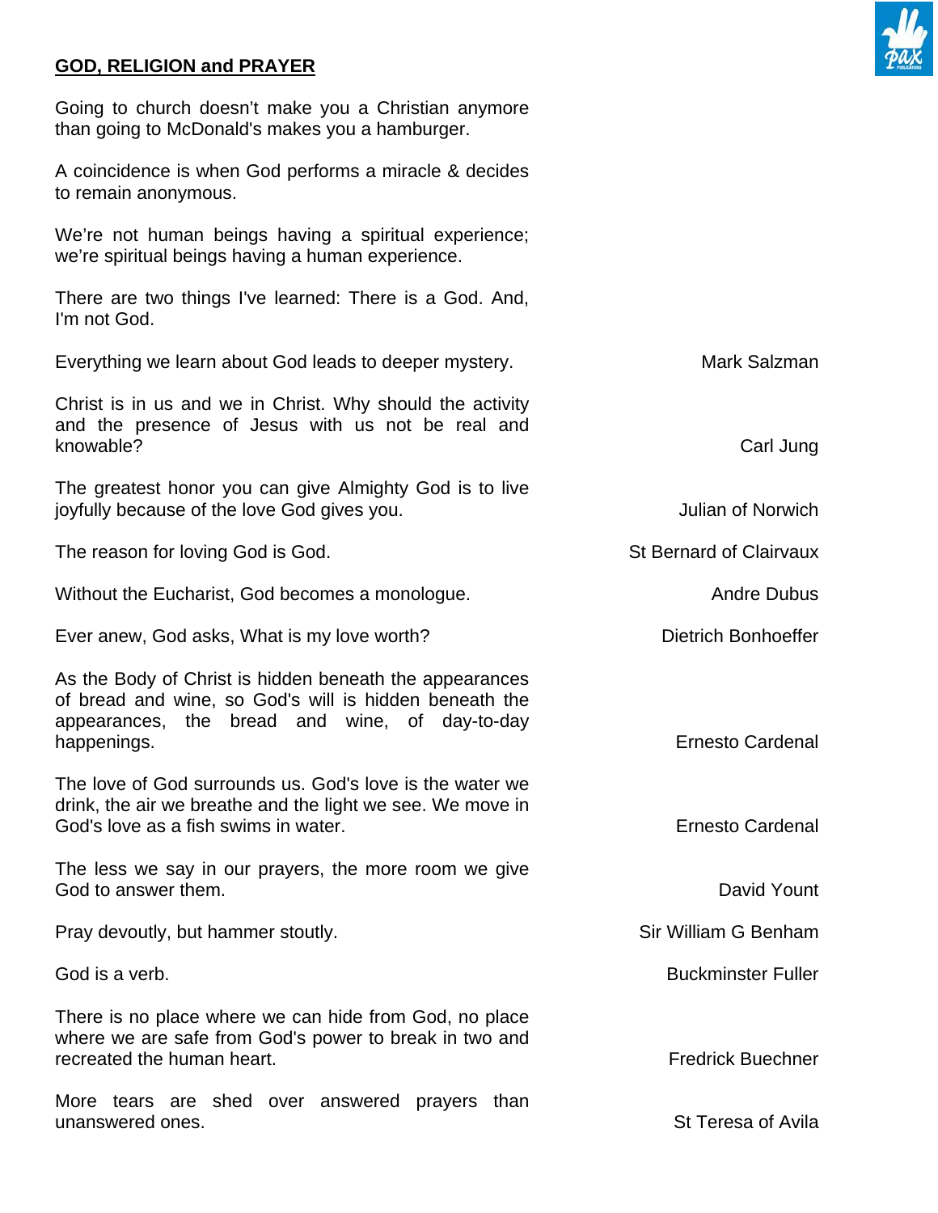## GOD, RELIGION and PRAYER

Going to church doesn't make you a Christian anymore than going to McDonald's makes you a hamburger.

A coincidence is when God performs a miracle & decides to remain anonymous.

We're not human beings having a spiritual experience; we're spiritual beings having a human experience.

There are two things I've learned: There is a God. And, I'm not God.

Everything we learn about God leads to deeper mystery. — Mark Salzman

Christ is in us and we in Christ. Why should the activity and the presence of Jesus with us not be real and knowable? — Carl Jung

The greatest honor you can give Almighty God is to live joyfully because of the love God gives you. — Julian of Norwich

The reason for loving God is God. — St Bernard of Clairvaux

Without the Eucharist, God becomes a monologue. — Andre Dubus

Ever anew, God asks, What is my love worth? — Dietrich Bonhoeffer

As the Body of Christ is hidden beneath the appearances of bread and wine, so God's will is hidden beneath the appearances, the bread and wine, of day-to-day happenings. — Ernesto Cardenal

The love of God surrounds us. God's love is the water we drink, the air we breathe and the light we see. We move in God's love as a fish swims in water. — Ernesto Cardenal

The less we say in our prayers, the more room we give God to answer them. — David Yount

Pray devoutly, but hammer stoutly. — Sir William G Benham

God is a verb. — Buckminster Fuller

There is no place where we can hide from God, no place where we are safe from God's power to break in two and recreated the human heart. — Fredrick Buechner

More tears are shed over answered prayers than unanswered ones. — St Teresa of Avila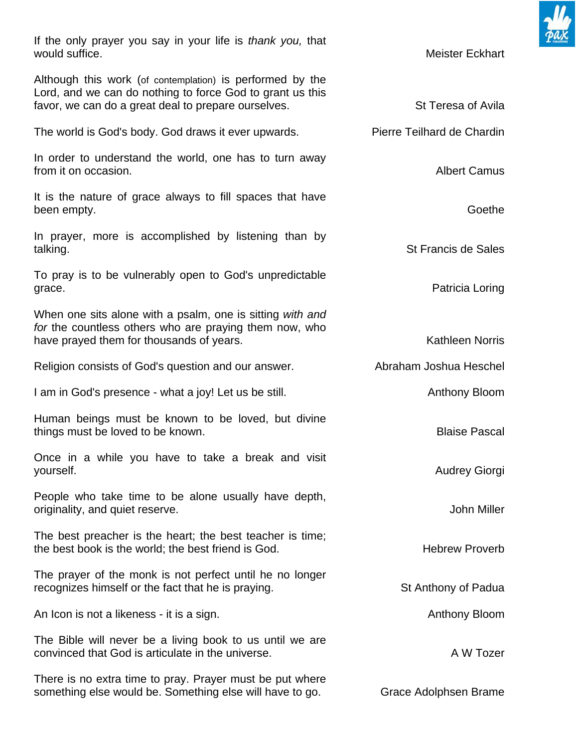If the only prayer you say in your life is *thank you,* that would suffice. — Meister Eckhart

Although this work (of contemplation) is performed by the Lord, and we can do nothing to force God to grant us this favor, we can do a great deal to prepare ourselves. — St Teresa of Avila

The world is God's body. God draws it ever upwards. — Pierre Teilhard de Chardin

In order to understand the world, one has to turn away from it on occasion. — Albert Camus

It is the nature of grace always to fill spaces that have been empty. — Goethe

In prayer, more is accomplished by listening than by talking. — St Francis de Sales

To pray is to be vulnerably open to God's unpredictable grace. — Patricia Loring

When one sits alone with a psalm, one is sitting *with and for* the countless others who are praying them now, who have prayed them for thousands of years. — Kathleen Norris

Religion consists of God's question and our answer. — Abraham Joshua Heschel

I am in God's presence - what a joy! Let us be still. — Anthony Bloom

Human beings must be known to be loved, but divine things must be loved to be known. — Blaise Pascal

Once in a while you have to take a break and visit yourself. — Audrey Giorgi

People who take time to be alone usually have depth, originality, and quiet reserve. — John Miller

The best preacher is the heart; the best teacher is time; the best book is the world; the best friend is God. — Hebrew Proverb

The prayer of the monk is not perfect until he no longer recognizes himself or the fact that he is praying. — St Anthony of Padua

An Icon is not a likeness - it is a sign. — Anthony Bloom

The Bible will never be a living book to us until we are convinced that God is articulate in the universe. — A W Tozer

There is no extra time to pray. Prayer must be put where something else would be. Something else will have to go. — Grace Adolphsen Brame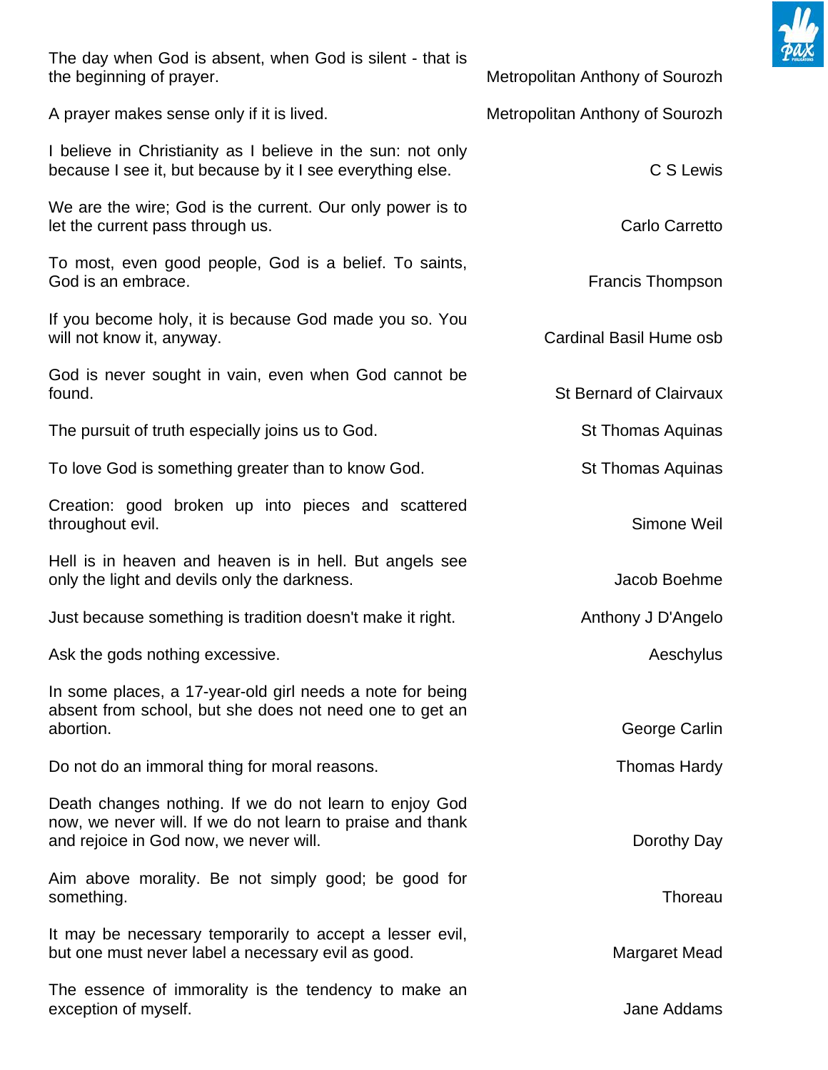| | |
|---|---|
| The day when God is absent, when God is silent - that is the beginning of prayer. | Metropolitan Anthony of Sourozh |
| A prayer makes sense only if it is lived. | Metropolitan Anthony of Sourozh |
| I believe in Christianity as I believe in the sun: not only because I see it, but because by it I see everything else. | C S Lewis |
| We are the wire; God is the current. Our only power is to let the current pass through us. | Carlo Carretto |
| To most, even good people, God is a belief. To saints, God is an embrace. | Francis Thompson |
| If you become holy, it is because God made you so. You will not know it, anyway. | Cardinal Basil Hume osb |
| God is never sought in vain, even when God cannot be found. | St Bernard of Clairvaux |
| The pursuit of truth especially joins us to God. | St Thomas Aquinas |
| To love God is something greater than to know God. | St Thomas Aquinas |
| Creation: good broken up into pieces and scattered throughout evil. | Simone Weil |
| Hell is in heaven and heaven is in hell. But angels see only the light and devils only the darkness. | Jacob Boehme |
| Just because something is tradition doesn't make it right. | Anthony J D'Angelo |
| Ask the gods nothing excessive. | Aeschylus |
| In some places, a 17-year-old girl needs a note for being absent from school, but she does not need one to get an abortion. | George Carlin |
| Do not do an immoral thing for moral reasons. | Thomas Hardy |
| Death changes nothing. If we do not learn to enjoy God now, we never will. If we do not learn to praise and thank and rejoice in God now, we never will. | Dorothy Day |
| Aim above morality. Be not simply good; be good for something. | Thoreau |
| It may be necessary temporarily to accept a lesser evil, but one must never label a necessary evil as good. | Margaret Mead |
| The essence of immorality is the tendency to make an exception of myself. | Jane Addams |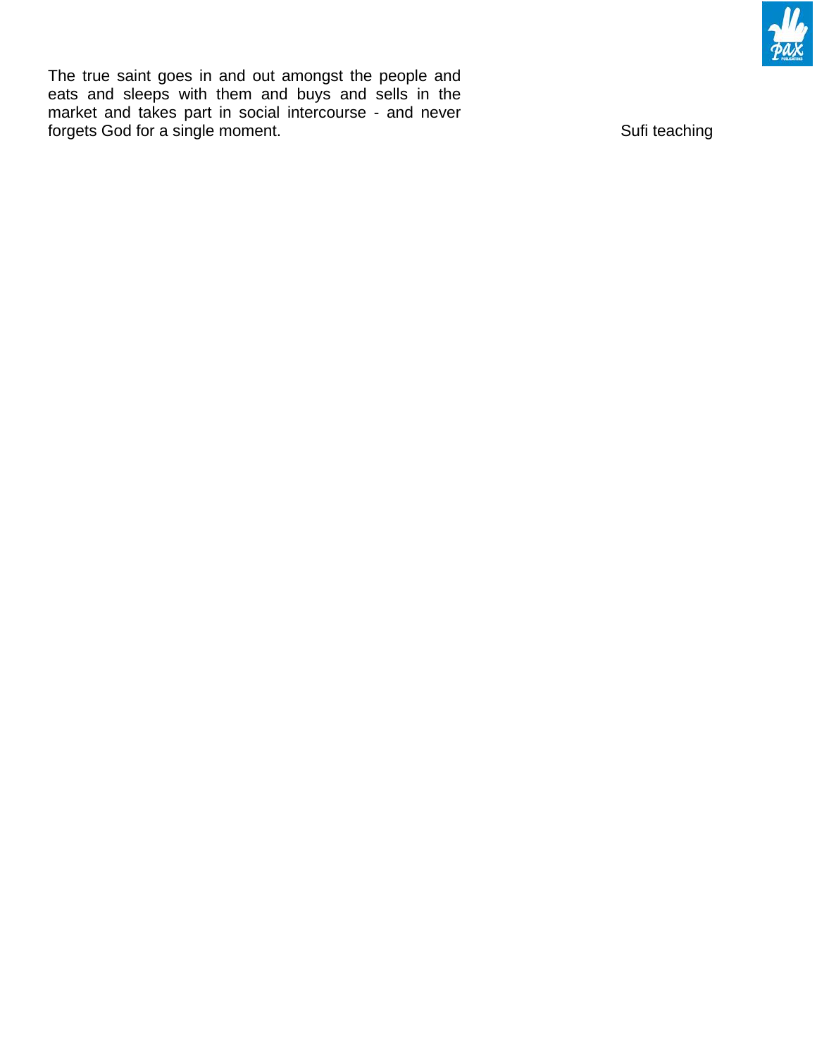The true saint goes in and out amongst the people and eats and sleeps with them and buys and sells in the market and takes part in social intercourse - and never forgets God for a single moment.

Sufi teaching